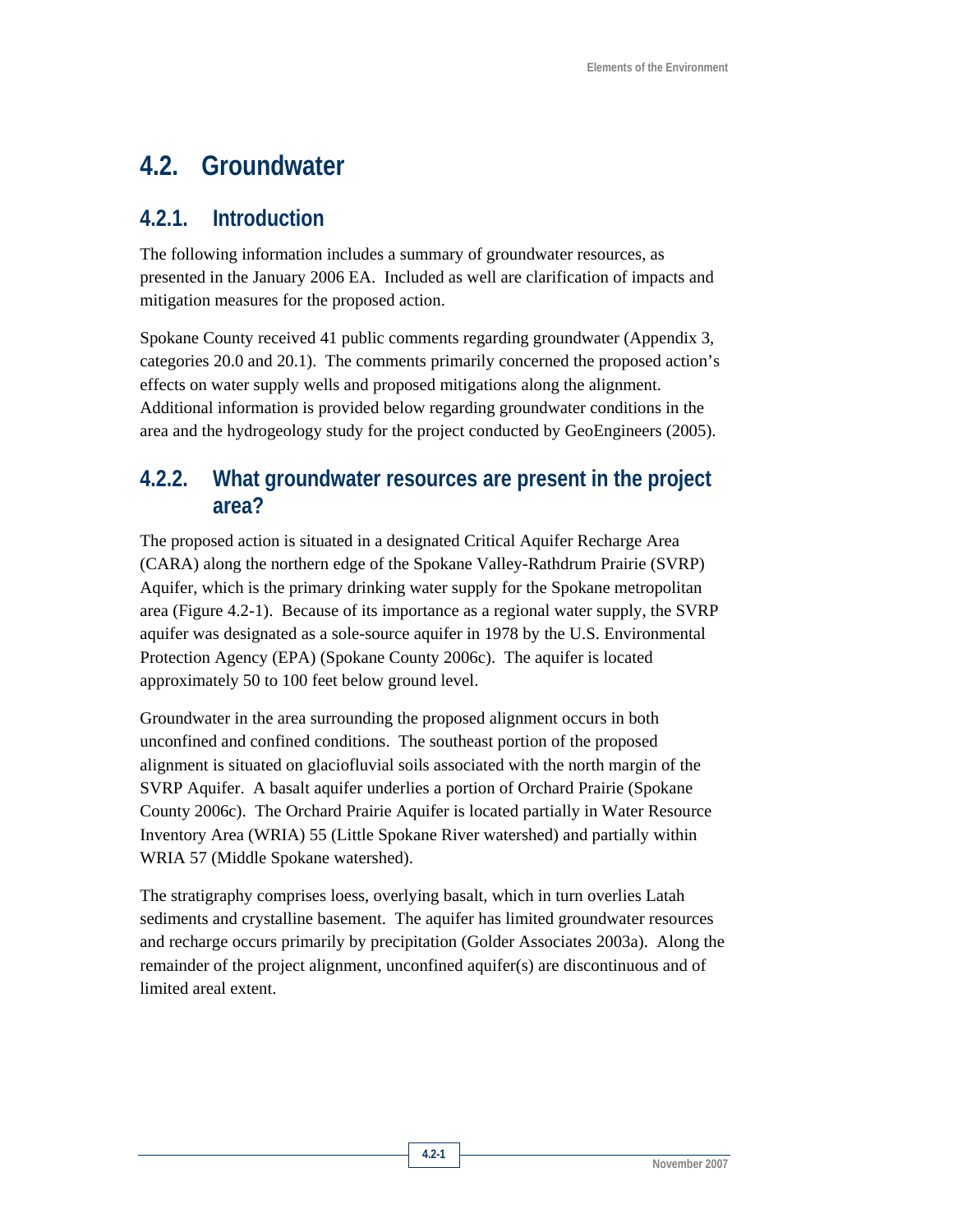# 4.2. Groundwater

## 4.2.1. Introduction

The following information includes a summary of groundwater resources, as presented in the January 2006 EA. Included as well are clarification of impacts and mitigation measures for the proposed action.

Spokane County received 41 public comments regarding groundwater (Appendix 3, categories 20.0 and 20.1). The comments primarily concerned the proposed action's effects on water supply wells and proposed mitigations along the alignment. Additional information is provided below regarding groundwater conditions in the area and the hydrogeology study for the project conducted by GeoEngineers (2005).

## 4.2.2. What groundwater resources are present in the project area?

The proposed action is situated in a designated Critical Aquifer Recharge Area (CARA) along the northern edge of the Spokane Valley-Rathdrum Prairie (SVRP) Aquifer, which is the primary drinking water supply for the Spokane metropolitan area (Figure 4.2-1). Because of its importance as a regional water supply, the SVRP aquifer was designated as a sole-source aquifer in 1978 by the U.S. Environmental Protection Agency (EPA) (Spokane County 2006c). The aquifer is located approximately 50 to 100 feet below ground level.

Groundwater in the area surrounding the proposed alignment occurs in both unconfined and confined conditions. The southeast portion of the proposed alignment is situated on glaciofluvial soils associated with the north margin of the SVRP Aquifer. A basalt aquifer underlies a portion of Orchard Prairie (Spokane County 2006c). The Orchard Prairie Aquifer is located partially in Water Resource Inventory Area (WRIA) 55 (Little Spokane River watershed) and partially within WRIA 57 (Middle Spokane watershed).

The stratigraphy comprises loess, overlying basalt, which in turn overlies Latah sediments and crystalline basement. The aquifer has limited groundwater resources and recharge occurs primarily by precipitation (Golder Associates 2003a). Along the remainder of the project alignment, unconfined aquifer(s) are discontinuous and of limited areal extent.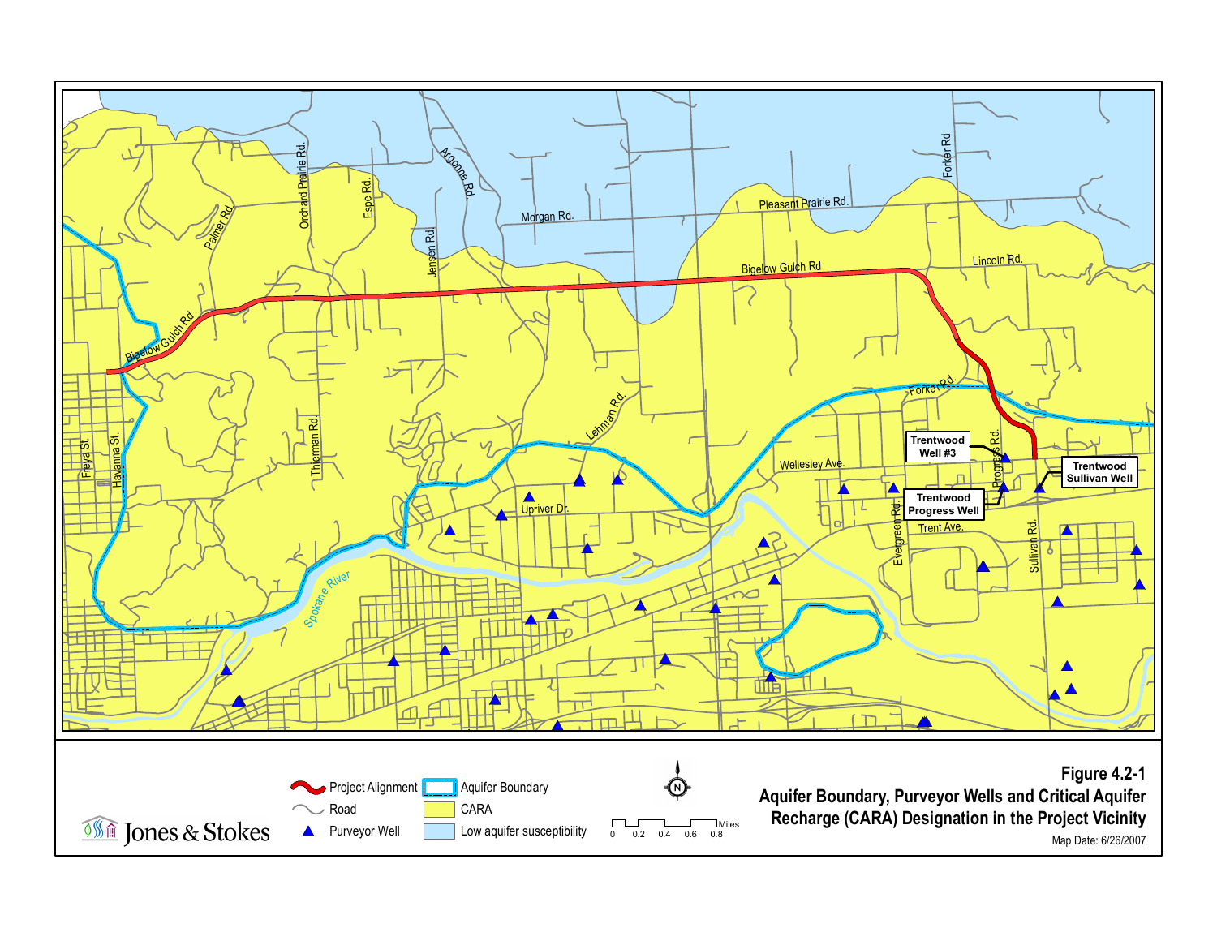**Figure 4.2-1**

**Aquifer Boundary, Purveyor Wells and Critical Aquifer Recharge (CARA) Designation in the Project Vicinity**

Map Date: 6/26/2007

Legend:

- Project Alignment
- Road
- Purveyor Well
- Aquifer Boundary
- CARA
- Low aquifer susceptibility

Miles: 0, 0.2, 0.4, 0.6, 0.8

Jones & Stokes

Map labels: Bigelow Gulch Rd., Orchard Prairie Rd., Espe Rd., Palmer Rd., Argonne Rd., Jensen Rd., Morgan Rd., Pleasant Prairie Rd., Forker Rd, Bigelow Gulch Rd, Lincoln Rd., Forker Rd., Lehman Rd., Thierman Rd., Freya St., Havanna St., Wellesley Ave., Upriver Dr., Spokane River, Progress Rd., Evergreen Rd., Trent Ave., Sullivan Rd., Trentwood Well #3, Trentwood Sullivan Well, Trentwood Progress Well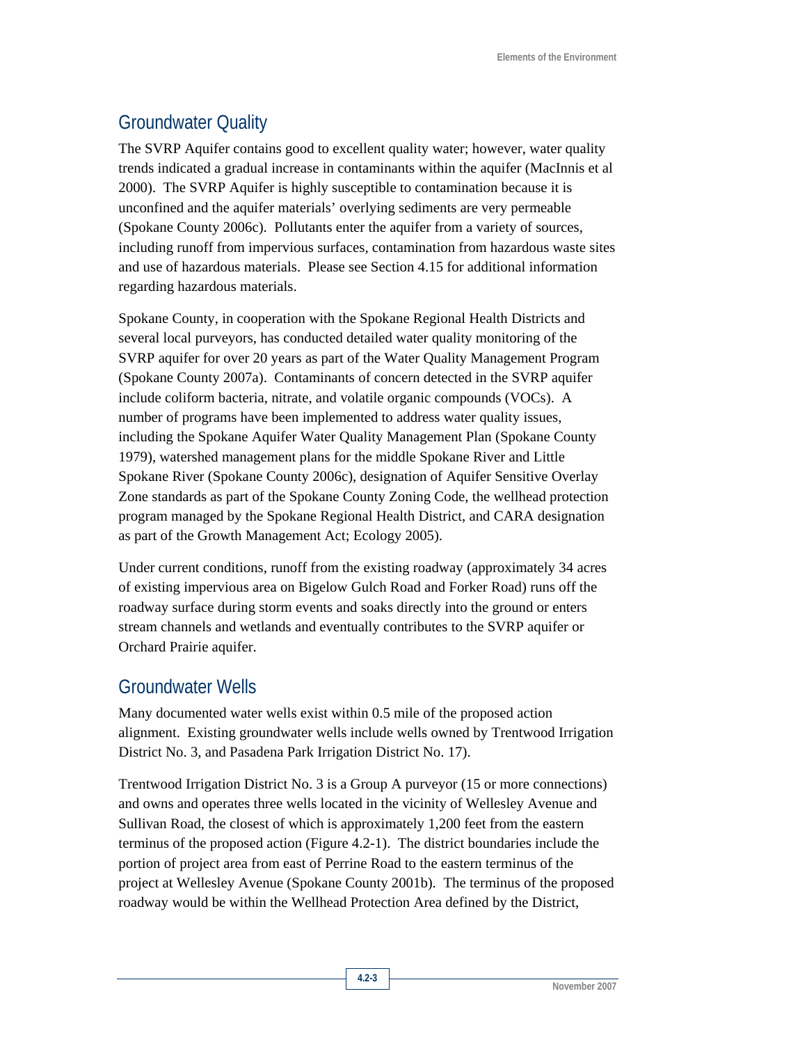## Groundwater Quality

The SVRP Aquifer contains good to excellent quality water; however, water quality trends indicated a gradual increase in contaminants within the aquifer (MacInnis et al 2000). The SVRP Aquifer is highly susceptible to contamination because it is unconfined and the aquifer materials' overlying sediments are very permeable (Spokane County 2006c). Pollutants enter the aquifer from a variety of sources, including runoff from impervious surfaces, contamination from hazardous waste sites and use of hazardous materials. Please see Section 4.15 for additional information regarding hazardous materials.

Spokane County, in cooperation with the Spokane Regional Health Districts and several local purveyors, has conducted detailed water quality monitoring of the SVRP aquifer for over 20 years as part of the Water Quality Management Program (Spokane County 2007a). Contaminants of concern detected in the SVRP aquifer include coliform bacteria, nitrate, and volatile organic compounds (VOCs). A number of programs have been implemented to address water quality issues, including the Spokane Aquifer Water Quality Management Plan (Spokane County 1979), watershed management plans for the middle Spokane River and Little Spokane River (Spokane County 2006c), designation of Aquifer Sensitive Overlay Zone standards as part of the Spokane County Zoning Code, the wellhead protection program managed by the Spokane Regional Health District, and CARA designation as part of the Growth Management Act; Ecology 2005).

Under current conditions, runoff from the existing roadway (approximately 34 acres of existing impervious area on Bigelow Gulch Road and Forker Road) runs off the roadway surface during storm events and soaks directly into the ground or enters stream channels and wetlands and eventually contributes to the SVRP aquifer or Orchard Prairie aquifer.

## Groundwater Wells

Many documented water wells exist within 0.5 mile of the proposed action alignment. Existing groundwater wells include wells owned by Trentwood Irrigation District No. 3, and Pasadena Park Irrigation District No. 17).

Trentwood Irrigation District No. 3 is a Group A purveyor (15 or more connections) and owns and operates three wells located in the vicinity of Wellesley Avenue and Sullivan Road, the closest of which is approximately 1,200 feet from the eastern terminus of the proposed action (Figure 4.2-1). The district boundaries include the portion of project area from east of Perrine Road to the eastern terminus of the project at Wellesley Avenue (Spokane County 2001b). The terminus of the proposed roadway would be within the Wellhead Protection Area defined by the District,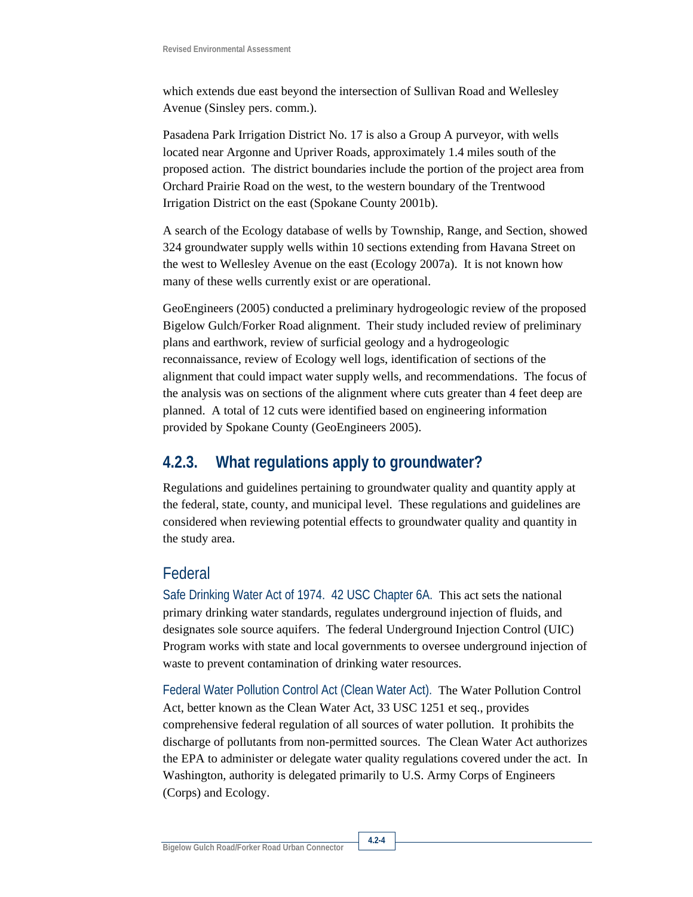which extends due east beyond the intersection of Sullivan Road and Wellesley Avenue (Sinsley pers. comm.).

Pasadena Park Irrigation District No. 17 is also a Group A purveyor, with wells located near Argonne and Upriver Roads, approximately 1.4 miles south of the proposed action. The district boundaries include the portion of the project area from Orchard Prairie Road on the west, to the western boundary of the Trentwood Irrigation District on the east (Spokane County 2001b).

A search of the Ecology database of wells by Township, Range, and Section, showed 324 groundwater supply wells within 10 sections extending from Havana Street on the west to Wellesley Avenue on the east (Ecology 2007a). It is not known how many of these wells currently exist or are operational.

GeoEngineers (2005) conducted a preliminary hydrogeologic review of the proposed Bigelow Gulch/Forker Road alignment. Their study included review of preliminary plans and earthwork, review of surficial geology and a hydrogeologic reconnaissance, review of Ecology well logs, identification of sections of the alignment that could impact water supply wells, and recommendations. The focus of the analysis was on sections of the alignment where cuts greater than 4 feet deep are planned. A total of 12 cuts were identified based on engineering information provided by Spokane County (GeoEngineers 2005).

## 4.2.3. What regulations apply to groundwater?

Regulations and guidelines pertaining to groundwater quality and quantity apply at the federal, state, county, and municipal level. These regulations and guidelines are considered when reviewing potential effects to groundwater quality and quantity in the study area.

### Federal

Safe Drinking Water Act of 1974. 42 USC Chapter 6A. This act sets the national primary drinking water standards, regulates underground injection of fluids, and designates sole source aquifers. The federal Underground Injection Control (UIC) Program works with state and local governments to oversee underground injection of waste to prevent contamination of drinking water resources.

Federal Water Pollution Control Act (Clean Water Act). The Water Pollution Control Act, better known as the Clean Water Act, 33 USC 1251 et seq., provides comprehensive federal regulation of all sources of water pollution. It prohibits the discharge of pollutants from non-permitted sources. The Clean Water Act authorizes the EPA to administer or delegate water quality regulations covered under the act. In Washington, authority is delegated primarily to U.S. Army Corps of Engineers (Corps) and Ecology.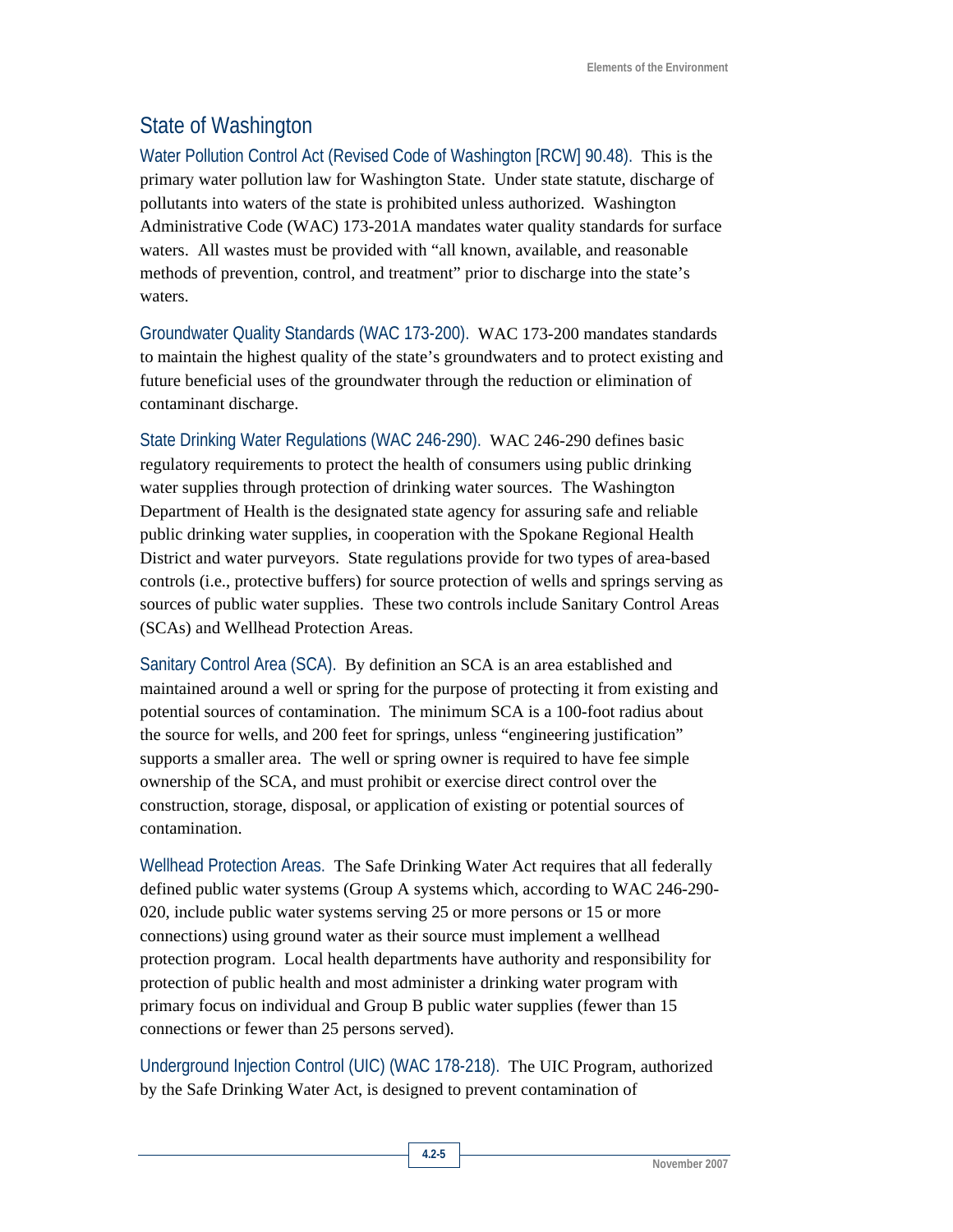## State of Washington

**Water Pollution Control Act (Revised Code of Washington [RCW] 90.48).** This is the primary water pollution law for Washington State. Under state statute, discharge of pollutants into waters of the state is prohibited unless authorized. Washington Administrative Code (WAC) 173-201A mandates water quality standards for surface waters. All wastes must be provided with "all known, available, and reasonable methods of prevention, control, and treatment" prior to discharge into the state's waters.

**Groundwater Quality Standards (WAC 173-200).** WAC 173-200 mandates standards to maintain the highest quality of the state's groundwaters and to protect existing and future beneficial uses of the groundwater through the reduction or elimination of contaminant discharge.

**State Drinking Water Regulations (WAC 246-290).** WAC 246-290 defines basic regulatory requirements to protect the health of consumers using public drinking water supplies through protection of drinking water sources. The Washington Department of Health is the designated state agency for assuring safe and reliable public drinking water supplies, in cooperation with the Spokane Regional Health District and water purveyors. State regulations provide for two types of area-based controls (i.e., protective buffers) for source protection of wells and springs serving as sources of public water supplies. These two controls include Sanitary Control Areas (SCAs) and Wellhead Protection Areas.

**Sanitary Control Area (SCA).** By definition an SCA is an area established and maintained around a well or spring for the purpose of protecting it from existing and potential sources of contamination. The minimum SCA is a 100-foot radius about the source for wells, and 200 feet for springs, unless "engineering justification" supports a smaller area. The well or spring owner is required to have fee simple ownership of the SCA, and must prohibit or exercise direct control over the construction, storage, disposal, or application of existing or potential sources of contamination.

**Wellhead Protection Areas.** The Safe Drinking Water Act requires that all federally defined public water systems (Group A systems which, according to WAC 246-290-020, include public water systems serving 25 or more persons or 15 or more connections) using ground water as their source must implement a wellhead protection program. Local health departments have authority and responsibility for protection of public health and most administer a drinking water program with primary focus on individual and Group B public water supplies (fewer than 15 connections or fewer than 25 persons served).

**Underground Injection Control (UIC) (WAC 178-218).** The UIC Program, authorized by the Safe Drinking Water Act, is designed to prevent contamination of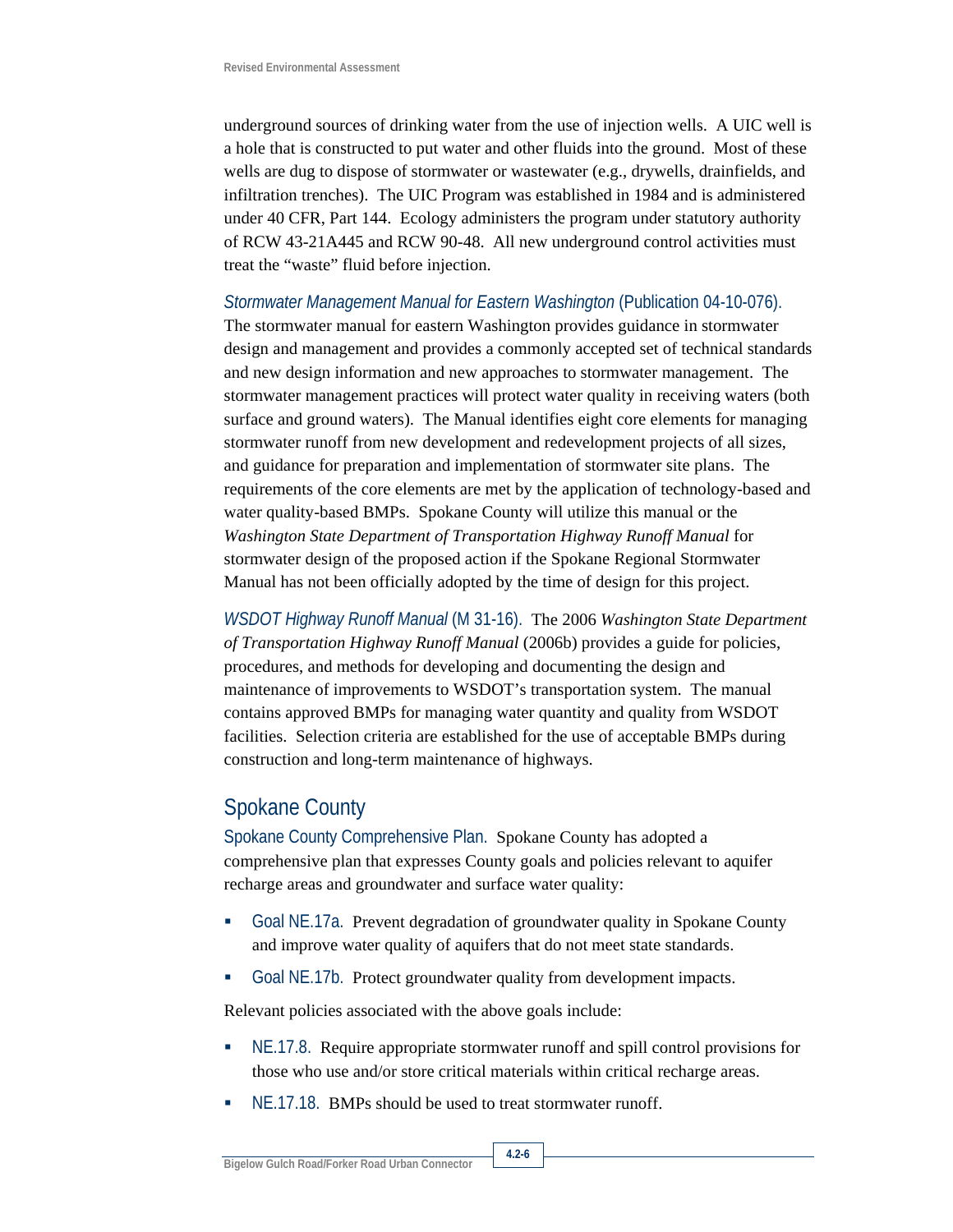underground sources of drinking water from the use of injection wells. A UIC well is a hole that is constructed to put water and other fluids into the ground. Most of these wells are dug to dispose of stormwater or wastewater (e.g., drywells, drainfields, and infiltration trenches). The UIC Program was established in 1984 and is administered under 40 CFR, Part 144. Ecology administers the program under statutory authority of RCW 43-21A445 and RCW 90-48. All new underground control activities must treat the "waste" fluid before injection.

*Stormwater Management Manual for Eastern Washington* (Publication 04-10-076). The stormwater manual for eastern Washington provides guidance in stormwater design and management and provides a commonly accepted set of technical standards and new design information and new approaches to stormwater management. The stormwater management practices will protect water quality in receiving waters (both surface and ground waters). The Manual identifies eight core elements for managing stormwater runoff from new development and redevelopment projects of all sizes, and guidance for preparation and implementation of stormwater site plans. The requirements of the core elements are met by the application of technology-based and water quality-based BMPs. Spokane County will utilize this manual or the *Washington State Department of Transportation Highway Runoff Manual* for stormwater design of the proposed action if the Spokane Regional Stormwater Manual has not been officially adopted by the time of design for this project.

*WSDOT Highway Runoff Manual* (M 31-16). The 2006 *Washington State Department of Transportation Highway Runoff Manual* (2006b) provides a guide for policies, procedures, and methods for developing and documenting the design and maintenance of improvements to WSDOT's transportation system. The manual contains approved BMPs for managing water quantity and quality from WSDOT facilities. Selection criteria are established for the use of acceptable BMPs during construction and long-term maintenance of highways.

## Spokane County

Spokane County Comprehensive Plan. Spokane County has adopted a comprehensive plan that expresses County goals and policies relevant to aquifer recharge areas and groundwater and surface water quality:

- Goal NE.17a. Prevent degradation of groundwater quality in Spokane County and improve water quality of aquifers that do not meet state standards.
- Goal NE.17b. Protect groundwater quality from development impacts.

Relevant policies associated with the above goals include:

- NE.17.8. Require appropriate stormwater runoff and spill control provisions for those who use and/or store critical materials within critical recharge areas.
- NE.17.18. BMPs should be used to treat stormwater runoff.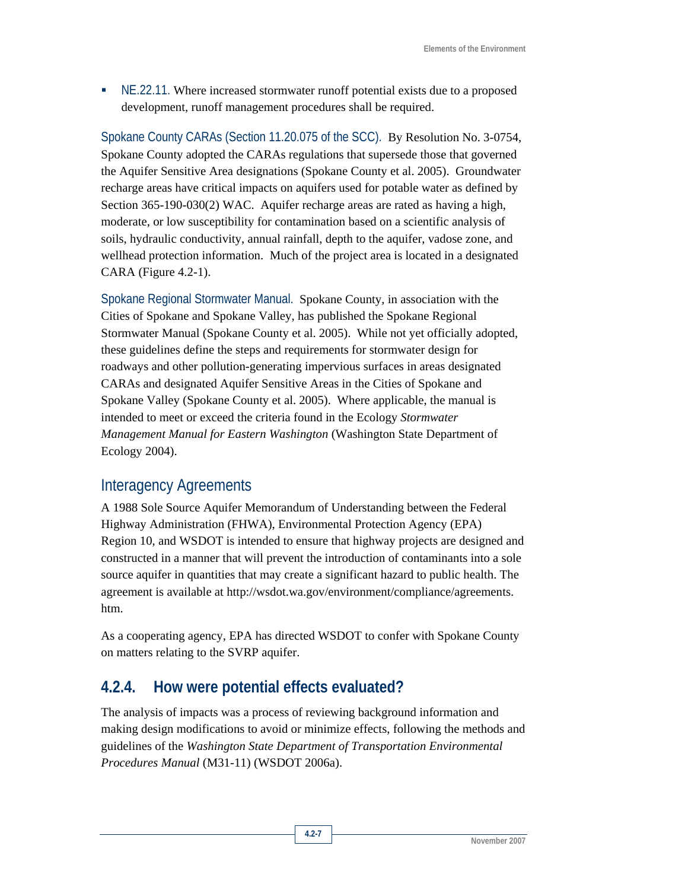- NE.22.11. Where increased stormwater runoff potential exists due to a proposed development, runoff management procedures shall be required.

Spokane County CARAs (Section 11.20.075 of the SCC). By Resolution No. 3-0754, Spokane County adopted the CARAs regulations that supersede those that governed the Aquifer Sensitive Area designations (Spokane County et al. 2005). Groundwater recharge areas have critical impacts on aquifers used for potable water as defined by Section 365-190-030(2) WAC. Aquifer recharge areas are rated as having a high, moderate, or low susceptibility for contamination based on a scientific analysis of soils, hydraulic conductivity, annual rainfall, depth to the aquifer, vadose zone, and wellhead protection information. Much of the project area is located in a designated CARA (Figure 4.2-1).

Spokane Regional Stormwater Manual. Spokane County, in association with the Cities of Spokane and Spokane Valley, has published the Spokane Regional Stormwater Manual (Spokane County et al. 2005). While not yet officially adopted, these guidelines define the steps and requirements for stormwater design for roadways and other pollution-generating impervious surfaces in areas designated CARAs and designated Aquifer Sensitive Areas in the Cities of Spokane and Spokane Valley (Spokane County et al. 2005). Where applicable, the manual is intended to meet or exceed the criteria found in the Ecology *Stormwater Management Manual for Eastern Washington* (Washington State Department of Ecology 2004).

### Interagency Agreements

A 1988 Sole Source Aquifer Memorandum of Understanding between the Federal Highway Administration (FHWA), Environmental Protection Agency (EPA) Region 10, and WSDOT is intended to ensure that highway projects are designed and constructed in a manner that will prevent the introduction of contaminants into a sole source aquifer in quantities that may create a significant hazard to public health. The agreement is available at http://wsdot.wa.gov/environment/compliance/agreements.htm.

As a cooperating agency, EPA has directed WSDOT to confer with Spokane County on matters relating to the SVRP aquifer.

## 4.2.4. How were potential effects evaluated?

The analysis of impacts was a process of reviewing background information and making design modifications to avoid or minimize effects, following the methods and guidelines of the *Washington State Department of Transportation Environmental Procedures Manual* (M31-11) (WSDOT 2006a).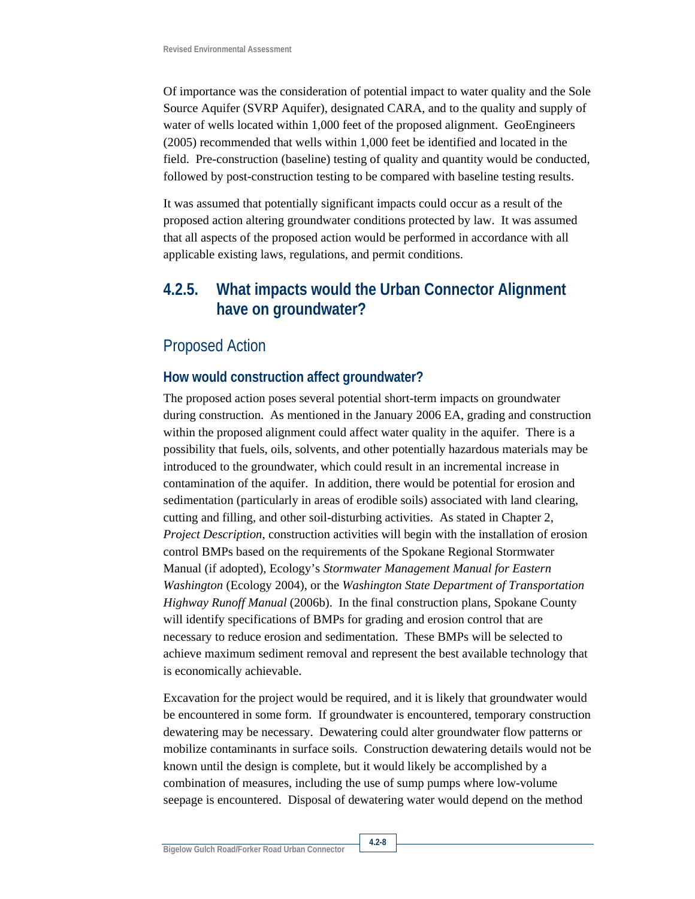Of importance was the consideration of potential impact to water quality and the Sole Source Aquifer (SVRP Aquifer), designated CARA, and to the quality and supply of water of wells located within 1,000 feet of the proposed alignment. GeoEngineers (2005) recommended that wells within 1,000 feet be identified and located in the field. Pre-construction (baseline) testing of quality and quantity would be conducted, followed by post-construction testing to be compared with baseline testing results.

It was assumed that potentially significant impacts could occur as a result of the proposed action altering groundwater conditions protected by law. It was assumed that all aspects of the proposed action would be performed in accordance with all applicable existing laws, regulations, and permit conditions.

## 4.2.5. What impacts would the Urban Connector Alignment have on groundwater?

### Proposed Action

#### How would construction affect groundwater?

The proposed action poses several potential short-term impacts on groundwater during construction. As mentioned in the January 2006 EA, grading and construction within the proposed alignment could affect water quality in the aquifer. There is a possibility that fuels, oils, solvents, and other potentially hazardous materials may be introduced to the groundwater, which could result in an incremental increase in contamination of the aquifer. In addition, there would be potential for erosion and sedimentation (particularly in areas of erodible soils) associated with land clearing, cutting and filling, and other soil-disturbing activities. As stated in Chapter 2, *Project Description*, construction activities will begin with the installation of erosion control BMPs based on the requirements of the Spokane Regional Stormwater Manual (if adopted), Ecology's *Stormwater Management Manual for Eastern Washington* (Ecology 2004), or the *Washington State Department of Transportation Highway Runoff Manual* (2006b). In the final construction plans, Spokane County will identify specifications of BMPs for grading and erosion control that are necessary to reduce erosion and sedimentation. These BMPs will be selected to achieve maximum sediment removal and represent the best available technology that is economically achievable.

Excavation for the project would be required, and it is likely that groundwater would be encountered in some form. If groundwater is encountered, temporary construction dewatering may be necessary. Dewatering could alter groundwater flow patterns or mobilize contaminants in surface soils. Construction dewatering details would not be known until the design is complete, but it would likely be accomplished by a combination of measures, including the use of sump pumps where low-volume seepage is encountered. Disposal of dewatering water would depend on the method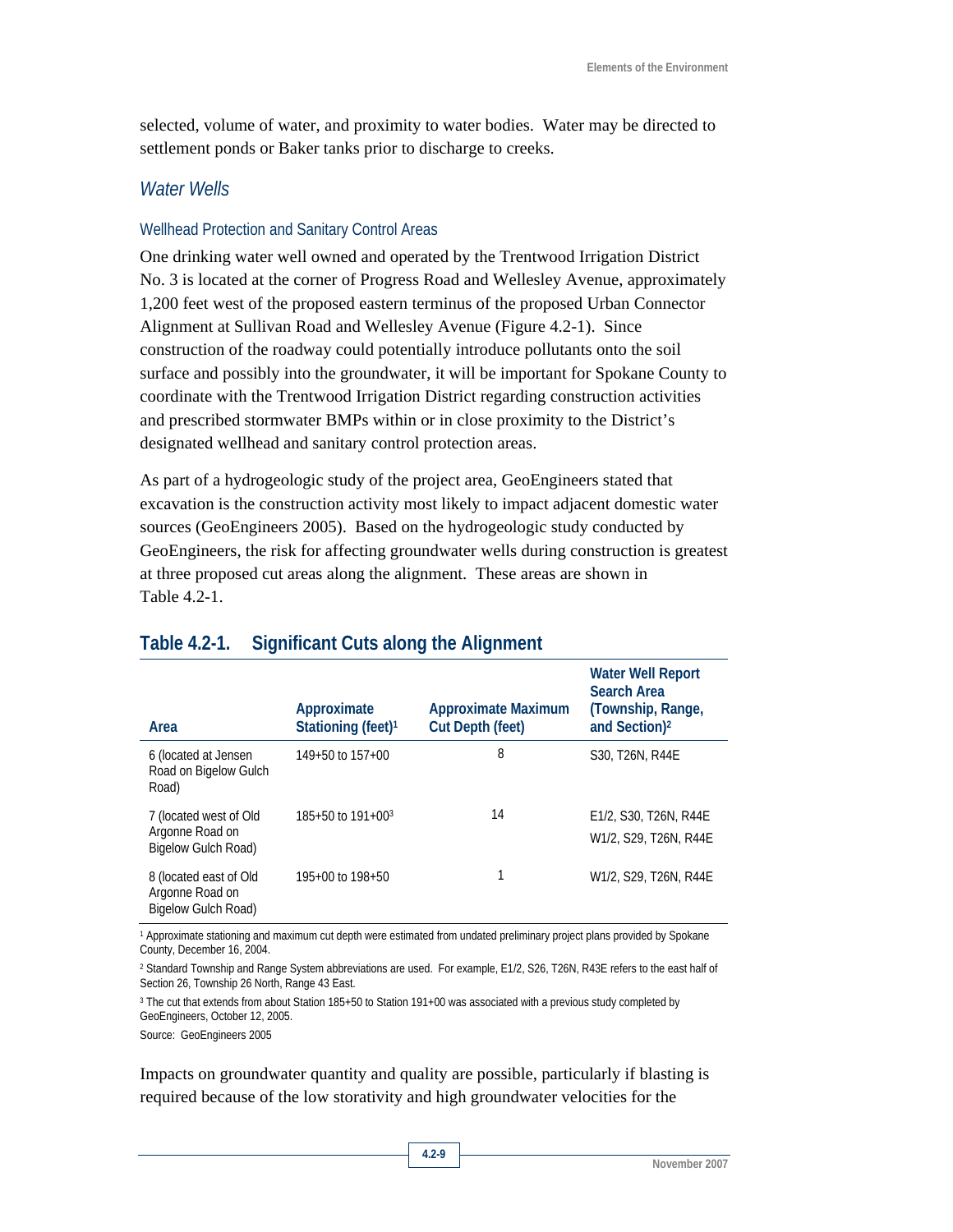selected, volume of water, and proximity to water bodies. Water may be directed to settlement ponds or Baker tanks prior to discharge to creeks.

### *Water Wells*

#### Wellhead Protection and Sanitary Control Areas

One drinking water well owned and operated by the Trentwood Irrigation District No. 3 is located at the corner of Progress Road and Wellesley Avenue, approximately 1,200 feet west of the proposed eastern terminus of the proposed Urban Connector Alignment at Sullivan Road and Wellesley Avenue (Figure 4.2-1). Since construction of the roadway could potentially introduce pollutants onto the soil surface and possibly into the groundwater, it will be important for Spokane County to coordinate with the Trentwood Irrigation District regarding construction activities and prescribed stormwater BMPs within or in close proximity to the District's designated wellhead and sanitary control protection areas.

As part of a hydrogeologic study of the project area, GeoEngineers stated that excavation is the construction activity most likely to impact adjacent domestic water sources (GeoEngineers 2005). Based on the hydrogeologic study conducted by GeoEngineers, the risk for affecting groundwater wells during construction is greatest at three proposed cut areas along the alignment. These areas are shown in Table 4.2-1.

**Table 4.2-1. Significant Cuts along the Alignment**

| Area | Approximate Stationing (feet)[1] | Approximate Maximum Cut Depth (feet) | Water Well Report Search Area (Township, Range, and Section)[2] |
|---|---|---|---|
| 6 (located at Jensen Road on Bigelow Gulch Road) | 149+50 to 157+00 | 8 | S30, T26N, R44E |
| 7 (located west of Old Argonne Road on Bigelow Gulch Road) | 185+50 to 191+00[3] | 14 | E1/2, S30, T26N, R44E<br>W1/2, S29, T26N, R44E |
| 8 (located east of Old Argonne Road on Bigelow Gulch Road) | 195+00 to 198+50 | 1 | W1/2, S29, T26N, R44E |

[1] Approximate stationing and maximum cut depth were estimated from undated preliminary project plans provided by Spokane County, December 16, 2004.

[2] Standard Township and Range System abbreviations are used. For example, E1/2, S26, T26N, R43E refers to the east half of Section 26, Township 26 North, Range 43 East.

[3] The cut that extends from about Station 185+50 to Station 191+00 was associated with a previous study completed by GeoEngineers, October 12, 2005.

Source: GeoEngineers 2005

Impacts on groundwater quantity and quality are possible, particularly if blasting is required because of the low storativity and high groundwater velocities for the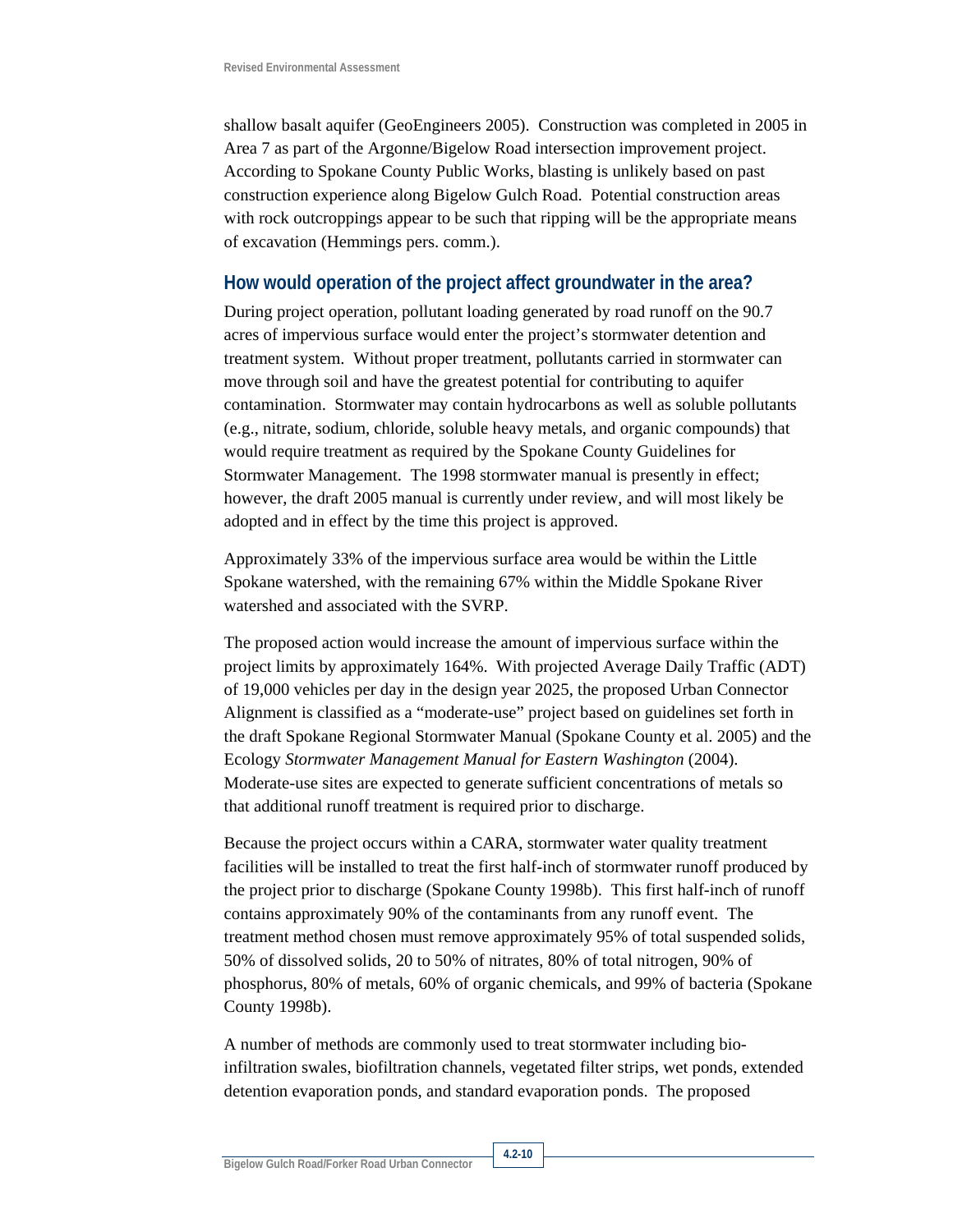shallow basalt aquifer (GeoEngineers 2005). Construction was completed in 2005 in Area 7 as part of the Argonne/Bigelow Road intersection improvement project. According to Spokane County Public Works, blasting is unlikely based on past construction experience along Bigelow Gulch Road. Potential construction areas with rock outcroppings appear to be such that ripping will be the appropriate means of excavation (Hemmings pers. comm.).

### How would operation of the project affect groundwater in the area?

During project operation, pollutant loading generated by road runoff on the 90.7 acres of impervious surface would enter the project's stormwater detention and treatment system. Without proper treatment, pollutants carried in stormwater can move through soil and have the greatest potential for contributing to aquifer contamination. Stormwater may contain hydrocarbons as well as soluble pollutants (e.g., nitrate, sodium, chloride, soluble heavy metals, and organic compounds) that would require treatment as required by the Spokane County Guidelines for Stormwater Management. The 1998 stormwater manual is presently in effect; however, the draft 2005 manual is currently under review, and will most likely be adopted and in effect by the time this project is approved.

Approximately 33% of the impervious surface area would be within the Little Spokane watershed, with the remaining 67% within the Middle Spokane River watershed and associated with the SVRP.

The proposed action would increase the amount of impervious surface within the project limits by approximately 164%. With projected Average Daily Traffic (ADT) of 19,000 vehicles per day in the design year 2025, the proposed Urban Connector Alignment is classified as a "moderate-use" project based on guidelines set forth in the draft Spokane Regional Stormwater Manual (Spokane County et al. 2005) and the Ecology *Stormwater Management Manual for Eastern Washington* (2004). Moderate-use sites are expected to generate sufficient concentrations of metals so that additional runoff treatment is required prior to discharge.

Because the project occurs within a CARA, stormwater water quality treatment facilities will be installed to treat the first half-inch of stormwater runoff produced by the project prior to discharge (Spokane County 1998b). This first half-inch of runoff contains approximately 90% of the contaminants from any runoff event. The treatment method chosen must remove approximately 95% of total suspended solids, 50% of dissolved solids, 20 to 50% of nitrates, 80% of total nitrogen, 90% of phosphorus, 80% of metals, 60% of organic chemicals, and 99% of bacteria (Spokane County 1998b).

A number of methods are commonly used to treat stormwater including bio-infiltration swales, biofiltration channels, vegetated filter strips, wet ponds, extended detention evaporation ponds, and standard evaporation ponds. The proposed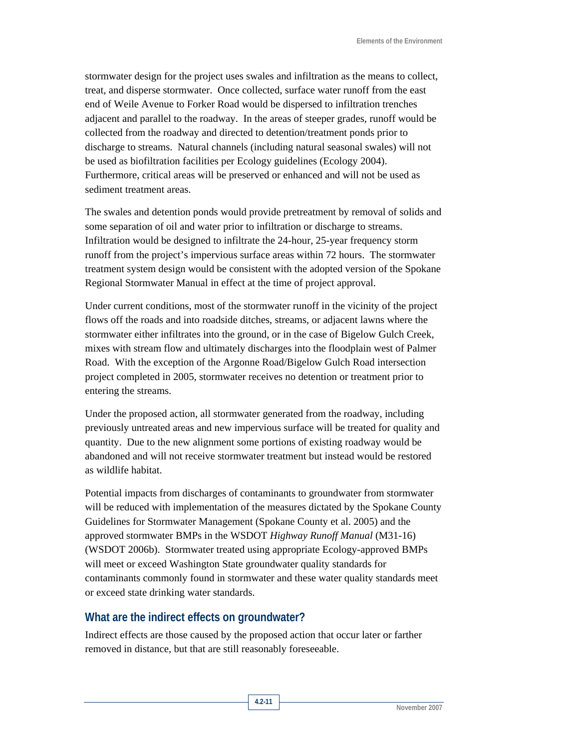stormwater design for the project uses swales and infiltration as the means to collect, treat, and disperse stormwater. Once collected, surface water runoff from the east end of Weile Avenue to Forker Road would be dispersed to infiltration trenches adjacent and parallel to the roadway. In the areas of steeper grades, runoff would be collected from the roadway and directed to detention/treatment ponds prior to discharge to streams. Natural channels (including natural seasonal swales) will not be used as biofiltration facilities per Ecology guidelines (Ecology 2004). Furthermore, critical areas will be preserved or enhanced and will not be used as sediment treatment areas.

The swales and detention ponds would provide pretreatment by removal of solids and some separation of oil and water prior to infiltration or discharge to streams. Infiltration would be designed to infiltrate the 24-hour, 25-year frequency storm runoff from the project's impervious surface areas within 72 hours. The stormwater treatment system design would be consistent with the adopted version of the Spokane Regional Stormwater Manual in effect at the time of project approval.

Under current conditions, most of the stormwater runoff in the vicinity of the project flows off the roads and into roadside ditches, streams, or adjacent lawns where the stormwater either infiltrates into the ground, or in the case of Bigelow Gulch Creek, mixes with stream flow and ultimately discharges into the floodplain west of Palmer Road. With the exception of the Argonne Road/Bigelow Gulch Road intersection project completed in 2005, stormwater receives no detention or treatment prior to entering the streams.

Under the proposed action, all stormwater generated from the roadway, including previously untreated areas and new impervious surface will be treated for quality and quantity. Due to the new alignment some portions of existing roadway would be abandoned and will not receive stormwater treatment but instead would be restored as wildlife habitat.

Potential impacts from discharges of contaminants to groundwater from stormwater will be reduced with implementation of the measures dictated by the Spokane County Guidelines for Stormwater Management (Spokane County et al. 2005) and the approved stormwater BMPs in the WSDOT *Highway Runoff Manual* (M31-16) (WSDOT 2006b). Stormwater treated using appropriate Ecology-approved BMPs will meet or exceed Washington State groundwater quality standards for contaminants commonly found in stormwater and these water quality standards meet or exceed state drinking water standards.

## What are the indirect effects on groundwater?

Indirect effects are those caused by the proposed action that occur later or farther removed in distance, but that are still reasonably foreseeable.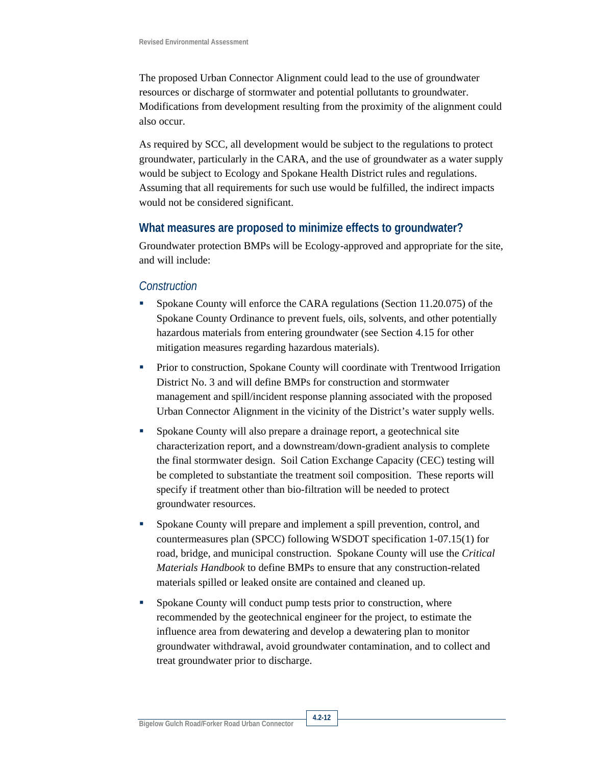The proposed Urban Connector Alignment could lead to the use of groundwater resources or discharge of stormwater and potential pollutants to groundwater. Modifications from development resulting from the proximity of the alignment could also occur.

As required by SCC, all development would be subject to the regulations to protect groundwater, particularly in the CARA, and the use of groundwater as a water supply would be subject to Ecology and Spokane Health District rules and regulations. Assuming that all requirements for such use would be fulfilled, the indirect impacts would not be considered significant.

## What measures are proposed to minimize effects to groundwater?

Groundwater protection BMPs will be Ecology-approved and appropriate for the site, and will include:

### *Construction*

- Spokane County will enforce the CARA regulations (Section 11.20.075) of the Spokane County Ordinance to prevent fuels, oils, solvents, and other potentially hazardous materials from entering groundwater (see Section 4.15 for other mitigation measures regarding hazardous materials).
- Prior to construction, Spokane County will coordinate with Trentwood Irrigation District No. 3 and will define BMPs for construction and stormwater management and spill/incident response planning associated with the proposed Urban Connector Alignment in the vicinity of the District's water supply wells.
- Spokane County will also prepare a drainage report, a geotechnical site characterization report, and a downstream/down-gradient analysis to complete the final stormwater design. Soil Cation Exchange Capacity (CEC) testing will be completed to substantiate the treatment soil composition. These reports will specify if treatment other than bio-filtration will be needed to protect groundwater resources.
- Spokane County will prepare and implement a spill prevention, control, and countermeasures plan (SPCC) following WSDOT specification 1-07.15(1) for road, bridge, and municipal construction. Spokane County will use the *Critical Materials Handbook* to define BMPs to ensure that any construction-related materials spilled or leaked onsite are contained and cleaned up.
- Spokane County will conduct pump tests prior to construction, where recommended by the geotechnical engineer for the project, to estimate the influence area from dewatering and develop a dewatering plan to monitor groundwater withdrawal, avoid groundwater contamination, and to collect and treat groundwater prior to discharge.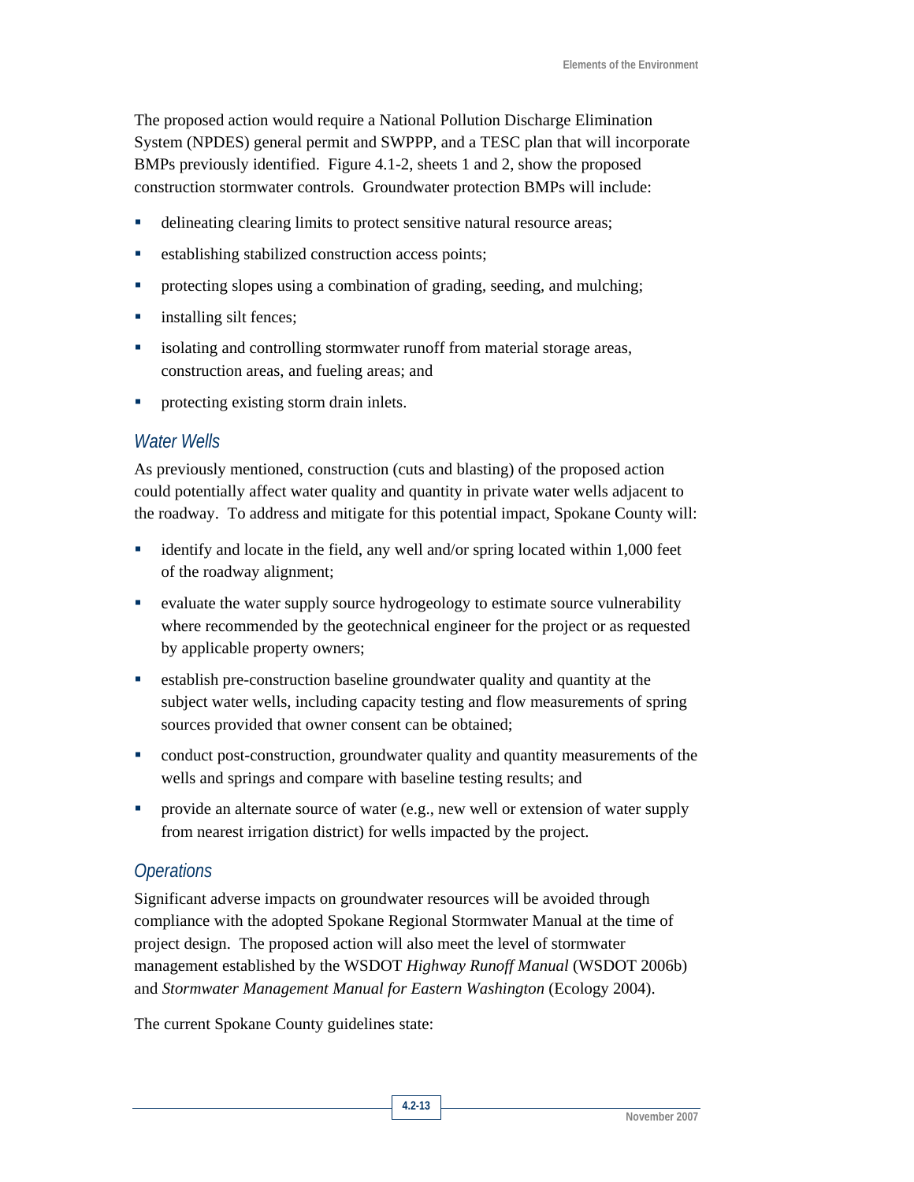The proposed action would require a National Pollution Discharge Elimination System (NPDES) general permit and SWPPP, and a TESC plan that will incorporate BMPs previously identified. Figure 4.1-2, sheets 1 and 2, show the proposed construction stormwater controls. Groundwater protection BMPs will include:

- delineating clearing limits to protect sensitive natural resource areas;
- establishing stabilized construction access points;
- protecting slopes using a combination of grading, seeding, and mulching;
- installing silt fences;
- isolating and controlling stormwater runoff from material storage areas, construction areas, and fueling areas; and
- protecting existing storm drain inlets.

### *Water Wells*

As previously mentioned, construction (cuts and blasting) of the proposed action could potentially affect water quality and quantity in private water wells adjacent to the roadway. To address and mitigate for this potential impact, Spokane County will:

- identify and locate in the field, any well and/or spring located within 1,000 feet of the roadway alignment;
- evaluate the water supply source hydrogeology to estimate source vulnerability where recommended by the geotechnical engineer for the project or as requested by applicable property owners;
- establish pre-construction baseline groundwater quality and quantity at the subject water wells, including capacity testing and flow measurements of spring sources provided that owner consent can be obtained;
- conduct post-construction, groundwater quality and quantity measurements of the wells and springs and compare with baseline testing results; and
- provide an alternate source of water (e.g., new well or extension of water supply from nearest irrigation district) for wells impacted by the project.

### *Operations*

Significant adverse impacts on groundwater resources will be avoided through compliance with the adopted Spokane Regional Stormwater Manual at the time of project design. The proposed action will also meet the level of stormwater management established by the WSDOT *Highway Runoff Manual* (WSDOT 2006b) and *Stormwater Management Manual for Eastern Washington* (Ecology 2004).

The current Spokane County guidelines state: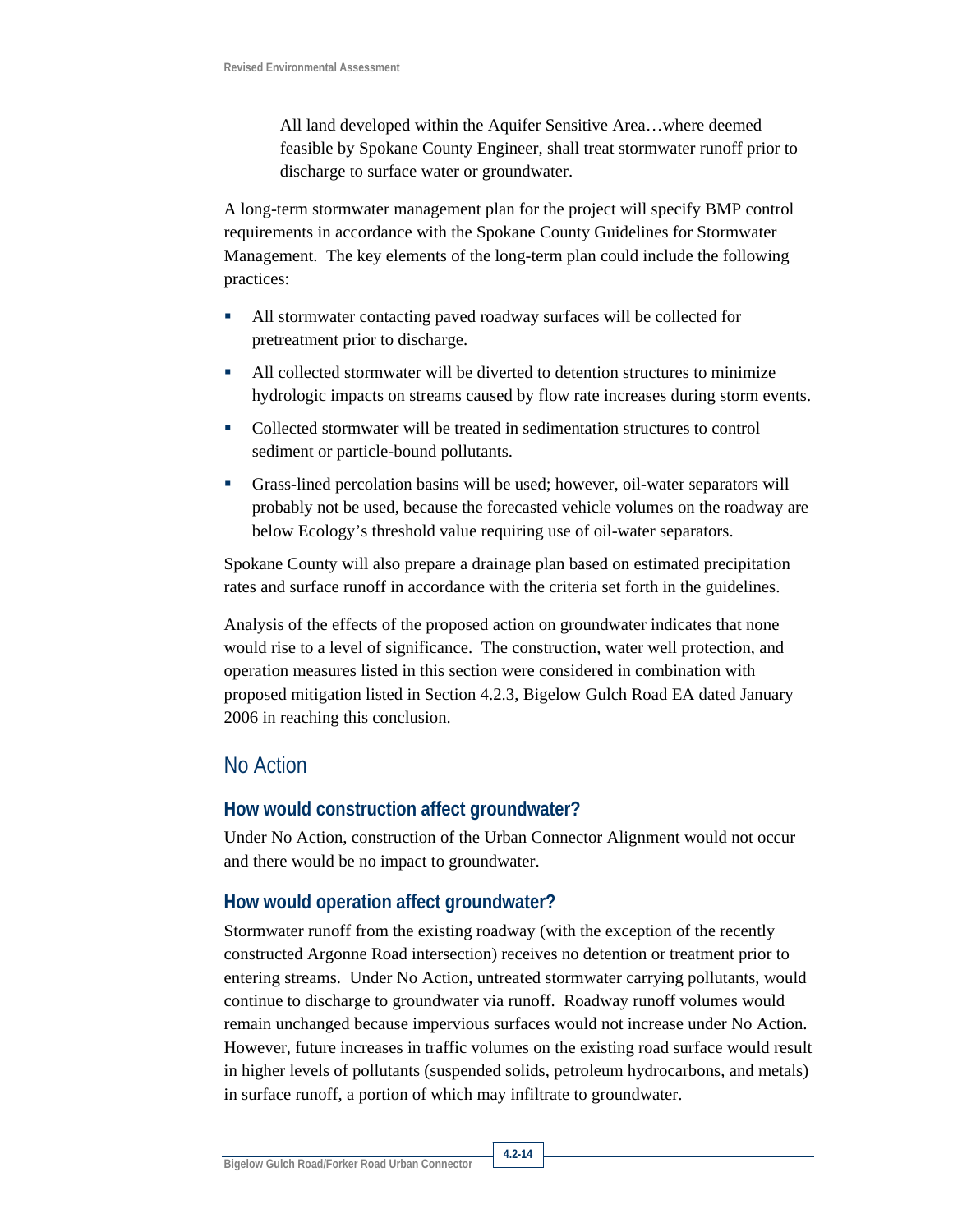> All land developed within the Aquifer Sensitive Area…where deemed feasible by Spokane County Engineer, shall treat stormwater runoff prior to discharge to surface water or groundwater.

A long-term stormwater management plan for the project will specify BMP control requirements in accordance with the Spokane County Guidelines for Stormwater Management. The key elements of the long-term plan could include the following practices:

- All stormwater contacting paved roadway surfaces will be collected for pretreatment prior to discharge.
- All collected stormwater will be diverted to detention structures to minimize hydrologic impacts on streams caused by flow rate increases during storm events.
- Collected stormwater will be treated in sedimentation structures to control sediment or particle-bound pollutants.
- Grass-lined percolation basins will be used; however, oil-water separators will probably not be used, because the forecasted vehicle volumes on the roadway are below Ecology's threshold value requiring use of oil-water separators.

Spokane County will also prepare a drainage plan based on estimated precipitation rates and surface runoff in accordance with the criteria set forth in the guidelines.

Analysis of the effects of the proposed action on groundwater indicates that none would rise to a level of significance. The construction, water well protection, and operation measures listed in this section were considered in combination with proposed mitigation listed in Section 4.2.3, Bigelow Gulch Road EA dated January 2006 in reaching this conclusion.

## No Action

### How would construction affect groundwater?

Under No Action, construction of the Urban Connector Alignment would not occur and there would be no impact to groundwater.

### How would operation affect groundwater?

Stormwater runoff from the existing roadway (with the exception of the recently constructed Argonne Road intersection) receives no detention or treatment prior to entering streams. Under No Action, untreated stormwater carrying pollutants, would continue to discharge to groundwater via runoff. Roadway runoff volumes would remain unchanged because impervious surfaces would not increase under No Action. However, future increases in traffic volumes on the existing road surface would result in higher levels of pollutants (suspended solids, petroleum hydrocarbons, and metals) in surface runoff, a portion of which may infiltrate to groundwater.